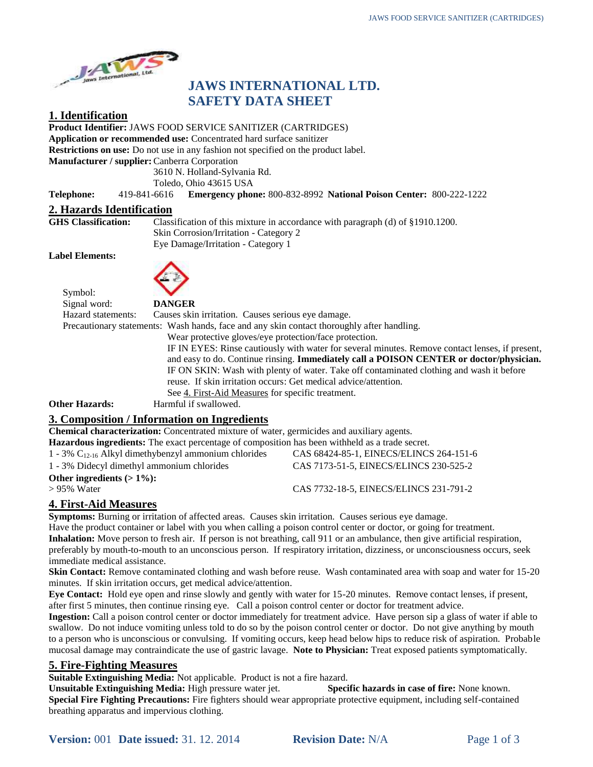# JAWS INTERNATIONAL LTD.
# SAFETY DATA SHEET

## 1. Identification

**Product Identifier:** JAWS FOOD SERVICE SANITIZER (CARTRIDGES)
**Application or recommended use:** Concentrated hard surface sanitizer
**Restrictions on use:** Do not use in any fashion not specified on the product label.
**Manufacturer / supplier:** Canberra Corporation
3610 N. Holland-Sylvania Rd.
Toledo, Ohio 43615 USA
**Telephone:** 419-841-6616 **Emergency phone:** 800-832-8992 **National Poison Center:** 800-222-1222

## 2. Hazards Identification

**GHS Classification:** Classification of this mixture in accordance with paragraph (d) of §1910.1200.
Skin Corrosion/Irritation - Category 2
Eye Damage/Irritation - Category 1

**Label Elements:**

Symbol:
Signal word: **DANGER**
Hazard statements: Causes skin irritation. Causes serious eye damage.
Precautionary statements: Wash hands, face and any skin contact thoroughly after handling.
Wear protective gloves/eye protection/face protection.
IF IN EYES: Rinse cautiously with water for several minutes. Remove contact lenses, if present, and easy to do. Continue rinsing. **Immediately call a POISON CENTER or doctor/physician.**
IF ON SKIN: Wash with plenty of water. Take off contaminated clothing and wash it before reuse. If skin irritation occurs: Get medical advice/attention.
See 4. First-Aid Measures for specific treatment.

**Other Hazards:** Harmful if swallowed.

## 3. Composition / Information on Ingredients

**Chemical characterization:** Concentrated mixture of water, germicides and auxiliary agents.
**Hazardous ingredients:** The exact percentage of composition has been withheld as a trade secret.

| | |
|---|---|
| 1 - 3% $C_{12\text{-}16}$ Alkyl dimethybenzyl ammonium chlorides | CAS 68424-85-1, EINECS/ELINCS 264-151-6 |
| 1 - 3% Didecyl dimethyl ammonium chlorides | CAS 7173-51-5, EINECS/ELINCS 230-525-2 |
| **Other ingredients (> 1%):** | |
| > 95% Water | CAS 7732-18-5, EINECS/ELINCS 231-791-2 |

## 4. First-Aid Measures

**Symptoms:** Burning or irritation of affected areas. Causes skin irritation. Causes serious eye damage.
Have the product container or label with you when calling a poison control center or doctor, or going for treatment.
**Inhalation:** Move person to fresh air. If person is not breathing, call 911 or an ambulance, then give artificial respiration, preferably by mouth-to-mouth to an unconscious person. If respiratory irritation, dizziness, or unconsciousness occurs, seek immediate medical assistance.
**Skin Contact:** Remove contaminated clothing and wash before reuse. Wash contaminated area with soap and water for 15-20 minutes. If skin irritation occurs, get medical advice/attention.
**Eye Contact:** Hold eye open and rinse slowly and gently with water for 15-20 minutes. Remove contact lenses, if present, after first 5 minutes, then continue rinsing eye. Call a poison control center or doctor for treatment advice.
**Ingestion:** Call a poison control center or doctor immediately for treatment advice. Have person sip a glass of water if able to swallow. Do not induce vomiting unless told to do so by the poison control center or doctor. Do not give anything by mouth to a person who is unconscious or convulsing. If vomiting occurs, keep head below hips to reduce risk of aspiration. Probable mucosal damage may contraindicate the use of gastric lavage. **Note to Physician:** Treat exposed patients symptomatically.

## 5. Fire-Fighting Measures

**Suitable Extinguishing Media:** Not applicable. Product is not a fire hazard.
**Unsuitable Extinguishing Media:** High pressure water jet. **Specific hazards in case of fire:** None known.
**Special Fire Fighting Precautions:** Fire fighters should wear appropriate protective equipment, including self-contained breathing apparatus and impervious clothing.

**Version:** 001 **Date issued:** 31. 12. 2014 **Revision Date:** N/A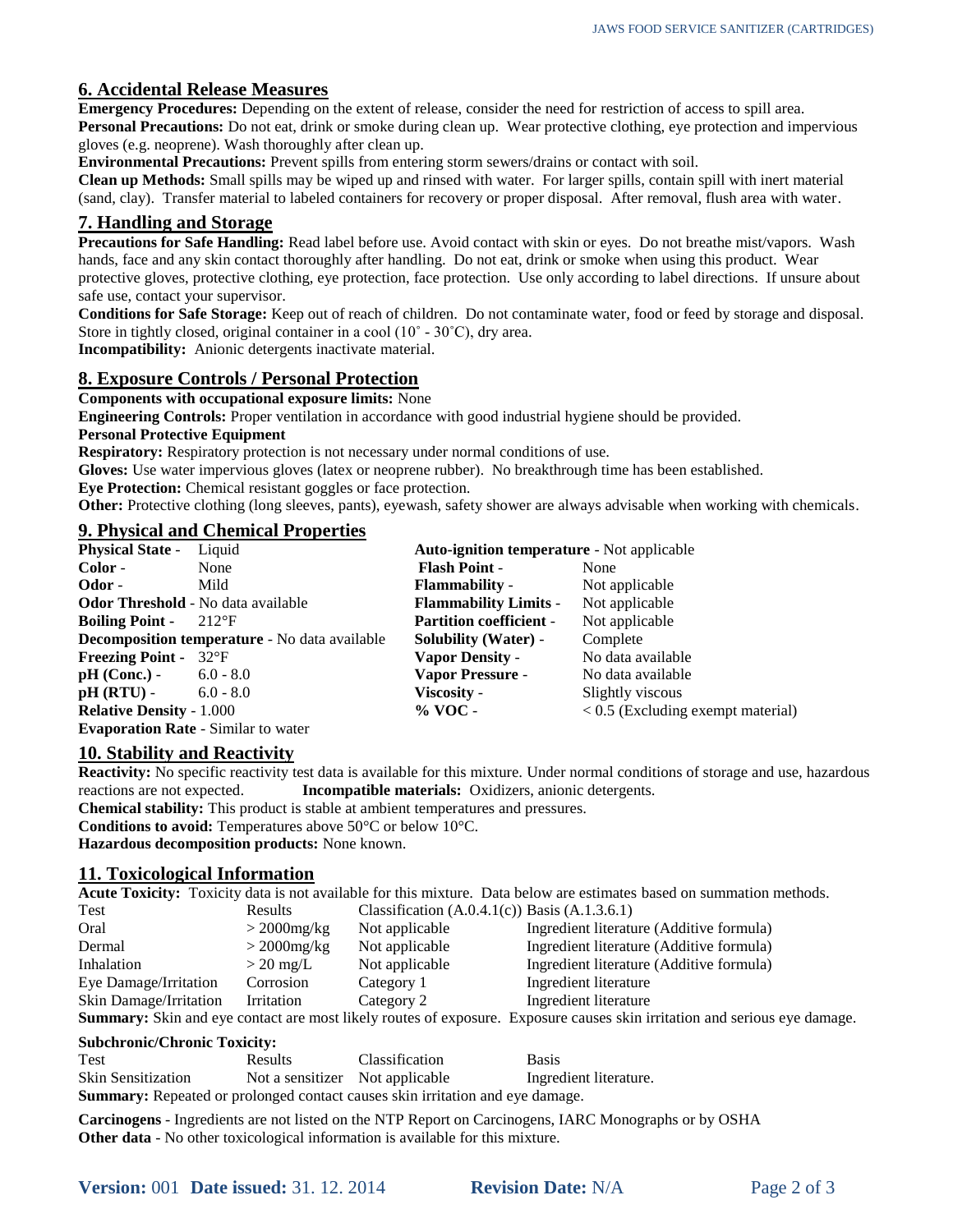## 6. Accidental Release Measures

**Emergency Procedures:** Depending on the extent of release, consider the need for restriction of access to spill area.
**Personal Precautions:** Do not eat, drink or smoke during clean up. Wear protective clothing, eye protection and impervious gloves (e.g. neoprene). Wash thoroughly after clean up.
**Environmental Precautions:** Prevent spills from entering storm sewers/drains or contact with soil.
**Clean up Methods:** Small spills may be wiped up and rinsed with water. For larger spills, contain spill with inert material (sand, clay). Transfer material to labeled containers for recovery or proper disposal. After removal, flush area with water.

## 7. Handling and Storage

**Precautions for Safe Handling:** Read label before use. Avoid contact with skin or eyes. Do not breathe mist/vapors. Wash hands, face and any skin contact thoroughly after handling. Do not eat, drink or smoke when using this product. Wear protective gloves, protective clothing, eye protection, face protection. Use only according to label directions. If unsure about safe use, contact your supervisor.
**Conditions for Safe Storage:** Keep out of reach of children. Do not contaminate water, food or feed by storage and disposal. Store in tightly closed, original container in a cool (10˚ - 30˚C), dry area.
**Incompatibility:** Anionic detergents inactivate material.

## 8. Exposure Controls / Personal Protection

**Components with occupational exposure limits:** None
**Engineering Controls:** Proper ventilation in accordance with good industrial hygiene should be provided.
**Personal Protective Equipment**
**Respiratory:** Respiratory protection is not necessary under normal conditions of use.
**Gloves:** Use water impervious gloves (latex or neoprene rubber). No breakthrough time has been established.
**Eye Protection:** Chemical resistant goggles or face protection.
**Other:** Protective clothing (long sleeves, pants), eyewash, safety shower are always advisable when working with chemicals.

## 9. Physical and Chemical Properties

**Physical State** - Liquid
**Color** - None
**Odor** - Mild
**Odor Threshold** - No data available
**Boiling Point** - 212°F
**Decomposition temperature** - No data available
**Freezing Point** - 32°F
**pH (Conc.)** - 6.0 - 8.0
**pH (RTU)** - 6.0 - 8.0
**Relative Density** - 1.000
**Evaporation Rate** - Similar to water
**Auto-ignition temperature** - Not applicable
**Flash Point** - None
**Flammability** - Not applicable
**Flammability Limits** - Not applicable
**Partition coefficient** - Not applicable
**Solubility (Water)** - Complete
**Vapor Density** - No data available
**Vapor Pressure** - No data available
**Viscosity** - Slightly viscous
**% VOC** - < 0.5 (Excluding exempt material)

## 10. Stability and Reactivity

**Reactivity:** No specific reactivity test data is available for this mixture. Under normal conditions of storage and use, hazardous reactions are not expected. **Incompatible materials:** Oxidizers, anionic detergents.
**Chemical stability:** This product is stable at ambient temperatures and pressures.
**Conditions to avoid:** Temperatures above 50°C or below 10°C.
**Hazardous decomposition products:** None known.

## 11. Toxicological Information

**Acute Toxicity:** Toxicity data is not available for this mixture. Data below are estimates based on summation methods.

| Test | Results | Classification (A.0.4.1(c)) | Basis (A.1.3.6.1) |
|---|---|---|---|
| Oral | > 2000mg/kg | Not applicable | Ingredient literature (Additive formula) |
| Dermal | > 2000mg/kg | Not applicable | Ingredient literature (Additive formula) |
| Inhalation | > 20 mg/L | Not applicable | Ingredient literature (Additive formula) |
| Eye Damage/Irritation | Corrosion | Category 1 | Ingredient literature |
| Skin Damage/Irritation | Irritation | Category 2 | Ingredient literature |

**Summary:** Skin and eye contact are most likely routes of exposure. Exposure causes skin irritation and serious eye damage.

**Subchronic/Chronic Toxicity:**

| Test | Results | Classification | Basis |
|---|---|---|---|
| Skin Sensitization | Not a sensitizer | Not applicable | Ingredient literature. |

**Summary:** Repeated or prolonged contact causes skin irritation and eye damage.

**Carcinogens** - Ingredients are not listed on the NTP Report on Carcinogens, IARC Monographs or by OSHA
**Other data** - No other toxicological information is available for this mixture.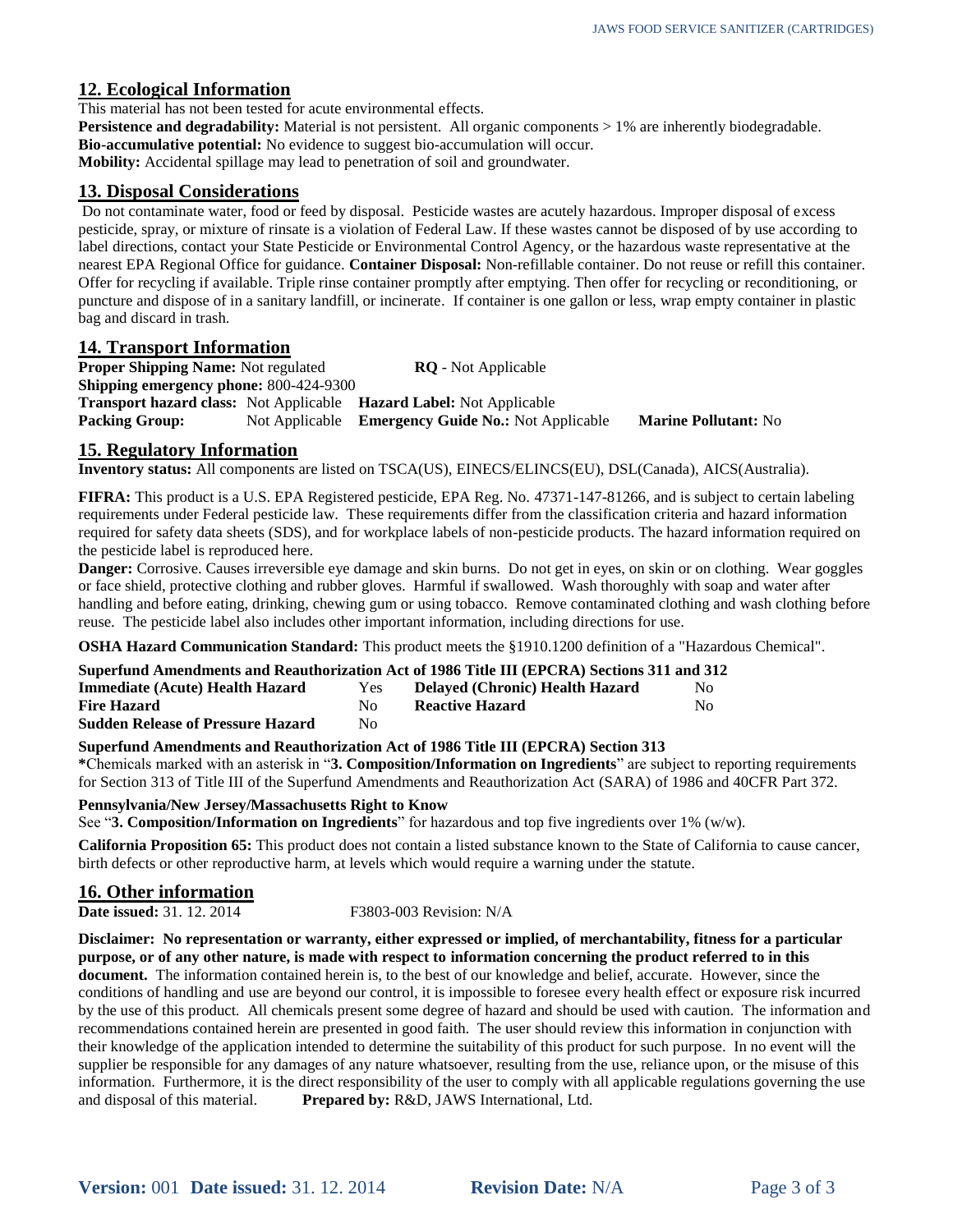## 12. Ecological Information

This material has not been tested for acute environmental effects.
**Persistence and degradability:** Material is not persistent. All organic components > 1% are inherently biodegradable.
**Bio-accumulative potential:** No evidence to suggest bio-accumulation will occur.
**Mobility:** Accidental spillage may lead to penetration of soil and groundwater.

## 13. Disposal Considerations

Do not contaminate water, food or feed by disposal. Pesticide wastes are acutely hazardous. Improper disposal of excess pesticide, spray, or mixture of rinsate is a violation of Federal Law. If these wastes cannot be disposed of by use according to label directions, contact your State Pesticide or Environmental Control Agency, or the hazardous waste representative at the nearest EPA Regional Office for guidance. **Container Disposal:** Non-refillable container. Do not reuse or refill this container. Offer for recycling if available. Triple rinse container promptly after emptying. Then offer for recycling or reconditioning, or puncture and dispose of in a sanitary landfill, or incinerate. If container is one gallon or less, wrap empty container in plastic bag and discard in trash.

## 14. Transport Information

**Proper Shipping Name:** Not regulated **RQ** - Not Applicable
**Shipping emergency phone:** 800-424-9300
**Transport hazard class:** Not Applicable **Hazard Label:** Not Applicable
**Packing Group:** Not Applicable **Emergency Guide No.:** Not Applicable **Marine Pollutant:** No

## 15. Regulatory Information

**Inventory status:** All components are listed on TSCA(US), EINECS/ELINCS(EU), DSL(Canada), AICS(Australia).

**FIFRA:** This product is a U.S. EPA Registered pesticide, EPA Reg. No. 47371-147-81266, and is subject to certain labeling requirements under Federal pesticide law. These requirements differ from the classification criteria and hazard information required for safety data sheets (SDS), and for workplace labels of non-pesticide products. The hazard information required on the pesticide label is reproduced here.
**Danger:** Corrosive. Causes irreversible eye damage and skin burns. Do not get in eyes, on skin or on clothing. Wear goggles or face shield, protective clothing and rubber gloves. Harmful if swallowed. Wash thoroughly with soap and water after handling and before eating, drinking, chewing gum or using tobacco. Remove contaminated clothing and wash clothing before reuse. The pesticide label also includes other important information, including directions for use.

**OSHA Hazard Communication Standard:** This product meets the §1910.1200 definition of a "Hazardous Chemical".

**Superfund Amendments and Reauthorization Act of 1986 Title III (EPCRA) Sections 311 and 312**

| | | | |
|---|---|---|---|
| **Immediate (Acute) Health Hazard** | Yes | **Delayed (Chronic) Health Hazard** | No |
| **Fire Hazard** | No | **Reactive Hazard** | No |
| **Sudden Release of Pressure Hazard** | No | | |

**Superfund Amendments and Reauthorization Act of 1986 Title III (EPCRA) Section 313**
**\***Chemicals marked with an asterisk in "**3. Composition/Information on Ingredients**" are subject to reporting requirements for Section 313 of Title III of the Superfund Amendments and Reauthorization Act (SARA) of 1986 and 40CFR Part 372.

**Pennsylvania/New Jersey/Massachusetts Right to Know**
See "**3. Composition/Information on Ingredients**" for hazardous and top five ingredients over 1% (w/w).

**California Proposition 65:** This product does not contain a listed substance known to the State of California to cause cancer, birth defects or other reproductive harm, at levels which would require a warning under the statute.

## 16. Other information

**Date issued:** 31. 12. 2014 F3803-003 Revision: N/A

**Disclaimer: No representation or warranty, either expressed or implied, of merchantability, fitness for a particular purpose, or of any other nature, is made with respect to information concerning the product referred to in this document.** The information contained herein is, to the best of our knowledge and belief, accurate. However, since the conditions of handling and use are beyond our control, it is impossible to foresee every health effect or exposure risk incurred by the use of this product. All chemicals present some degree of hazard and should be used with caution. The information and recommendations contained herein are presented in good faith. The user should review this information in conjunction with their knowledge of the application intended to determine the suitability of this product for such purpose. In no event will the supplier be responsible for any damages of any nature whatsoever, resulting from the use, reliance upon, or the misuse of this information. Furthermore, it is the direct responsibility of the user to comply with all applicable regulations governing the use and disposal of this material. **Prepared by:** R&D, JAWS International, Ltd.